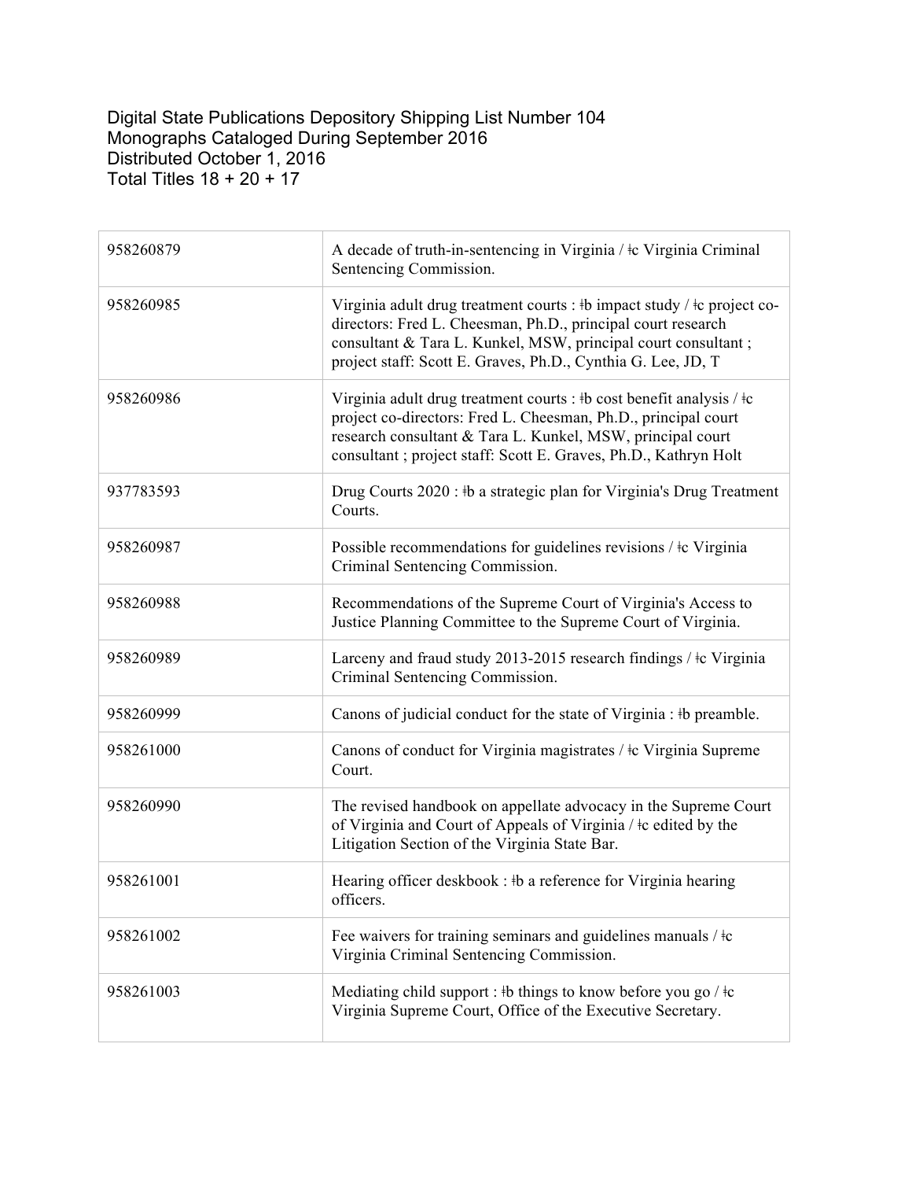Digital State Publications Depository Shipping List Number 104
Monographs Cataloged During September 2016
Distributed October 1, 2016
Total Titles 18 + 20 + 17

| | |
|---|---|
| 958260879 | A decade of truth-in-sentencing in Virginia / ǂc Virginia Criminal Sentencing Commission. |
| 958260985 | Virginia adult drug treatment courts : ǂb impact study / ǂc project co-directors: Fred L. Cheesman, Ph.D., principal court research consultant & Tara L. Kunkel, MSW, principal court consultant ; project staff: Scott E. Graves, Ph.D., Cynthia G. Lee, JD, T |
| 958260986 | Virginia adult drug treatment courts : ǂb cost benefit analysis / ǂc project co-directors: Fred L. Cheesman, Ph.D., principal court research consultant & Tara L. Kunkel, MSW, principal court consultant ; project staff: Scott E. Graves, Ph.D., Kathryn Holt |
| 937783593 | Drug Courts 2020 : ǂb a strategic plan for Virginia's Drug Treatment Courts. |
| 958260987 | Possible recommendations for guidelines revisions / ǂc Virginia Criminal Sentencing Commission. |
| 958260988 | Recommendations of the Supreme Court of Virginia's Access to Justice Planning Committee to the Supreme Court of Virginia. |
| 958260989 | Larceny and fraud study 2013-2015 research findings / ǂc Virginia Criminal Sentencing Commission. |
| 958260999 | Canons of judicial conduct for the state of Virginia : ǂb preamble. |
| 958261000 | Canons of conduct for Virginia magistrates / ǂc Virginia Supreme Court. |
| 958260990 | The revised handbook on appellate advocacy in the Supreme Court of Virginia and Court of Appeals of Virginia / ǂc edited by the Litigation Section of the Virginia State Bar. |
| 958261001 | Hearing officer deskbook : ǂb a reference for Virginia hearing officers. |
| 958261002 | Fee waivers for training seminars and guidelines manuals / ǂc Virginia Criminal Sentencing Commission. |
| 958261003 | Mediating child support : ǂb things to know before you go / ǂc Virginia Supreme Court, Office of the Executive Secretary. |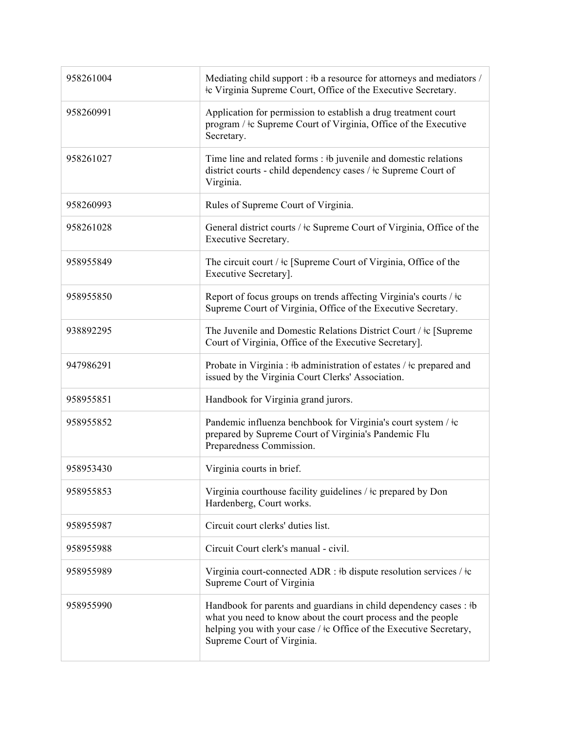| | |
|---|---|
| 958261004 | Mediating child support : ǂb a resource for attorneys and mediators / ǂc Virginia Supreme Court, Office of the Executive Secretary. |
| 958260991 | Application for permission to establish a drug treatment court program / ǂc Supreme Court of Virginia, Office of the Executive Secretary. |
| 958261027 | Time line and related forms : ǂb juvenile and domestic relations district courts - child dependency cases / ǂc Supreme Court of Virginia. |
| 958260993 | Rules of Supreme Court of Virginia. |
| 958261028 | General district courts / ǂc Supreme Court of Virginia, Office of the Executive Secretary. |
| 958955849 | The circuit court / ǂc [Supreme Court of Virginia, Office of the Executive Secretary]. |
| 958955850 | Report of focus groups on trends affecting Virginia's courts / ǂc Supreme Court of Virginia, Office of the Executive Secretary. |
| 938892295 | The Juvenile and Domestic Relations District Court / ǂc [Supreme Court of Virginia, Office of the Executive Secretary]. |
| 947986291 | Probate in Virginia : ǂb administration of estates / ǂc prepared and issued by the Virginia Court Clerks' Association. |
| 958955851 | Handbook for Virginia grand jurors. |
| 958955852 | Pandemic influenza benchbook for Virginia's court system / ǂc prepared by Supreme Court of Virginia's Pandemic Flu Preparedness Commission. |
| 958953430 | Virginia courts in brief. |
| 958955853 | Virginia courthouse facility guidelines / ǂc prepared by Don Hardenberg, Court works. |
| 958955987 | Circuit court clerks' duties list. |
| 958955988 | Circuit Court clerk's manual - civil. |
| 958955989 | Virginia court-connected ADR : ǂb dispute resolution services / ǂc Supreme Court of Virginia |
| 958955990 | Handbook for parents and guardians in child dependency cases : ǂb what you need to know about the court process and the people helping you with your case / ǂc Office of the Executive Secretary, Supreme Court of Virginia. |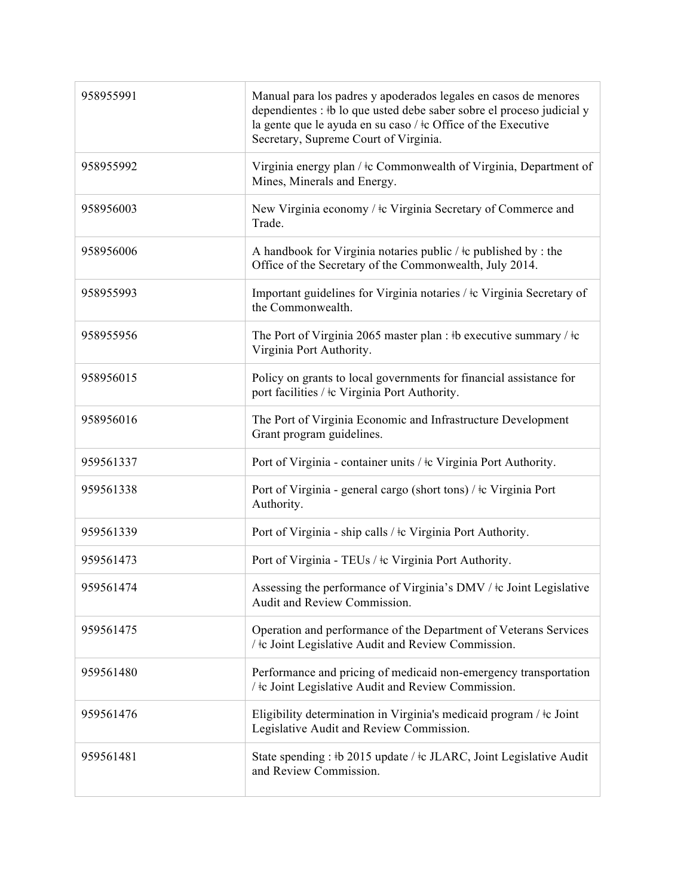| | |
|---|---|
| 958955991 | Manual para los padres y apoderados legales en casos de menores dependientes : ǂb lo que usted debe saber sobre el proceso judicial y la gente que le ayuda en su caso / ǂc Office of the Executive Secretary, Supreme Court of Virginia. |
| 958955992 | Virginia energy plan / ǂc Commonwealth of Virginia, Department of Mines, Minerals and Energy. |
| 958956003 | New Virginia economy / ǂc Virginia Secretary of Commerce and Trade. |
| 958956006 | A handbook for Virginia notaries public / ǂc published by : the Office of the Secretary of the Commonwealth, July 2014. |
| 958955993 | Important guidelines for Virginia notaries / ǂc Virginia Secretary of the Commonwealth. |
| 958955956 | The Port of Virginia 2065 master plan : ǂb executive summary / ǂc Virginia Port Authority. |
| 958956015 | Policy on grants to local governments for financial assistance for port facilities / ǂc Virginia Port Authority. |
| 958956016 | The Port of Virginia Economic and Infrastructure Development Grant program guidelines. |
| 959561337 | Port of Virginia - container units / ǂc Virginia Port Authority. |
| 959561338 | Port of Virginia - general cargo (short tons) / ǂc Virginia Port Authority. |
| 959561339 | Port of Virginia - ship calls / ǂc Virginia Port Authority. |
| 959561473 | Port of Virginia - TEUs / ǂc Virginia Port Authority. |
| 959561474 | Assessing the performance of Virginia's DMV / ǂc Joint Legislative Audit and Review Commission. |
| 959561475 | Operation and performance of the Department of Veterans Services / ǂc Joint Legislative Audit and Review Commission. |
| 959561480 | Performance and pricing of medicaid non-emergency transportation / ǂc Joint Legislative Audit and Review Commission. |
| 959561476 | Eligibility determination in Virginia's medicaid program / ǂc Joint Legislative Audit and Review Commission. |
| 959561481 | State spending : ǂb 2015 update / ǂc JLARC, Joint Legislative Audit and Review Commission. |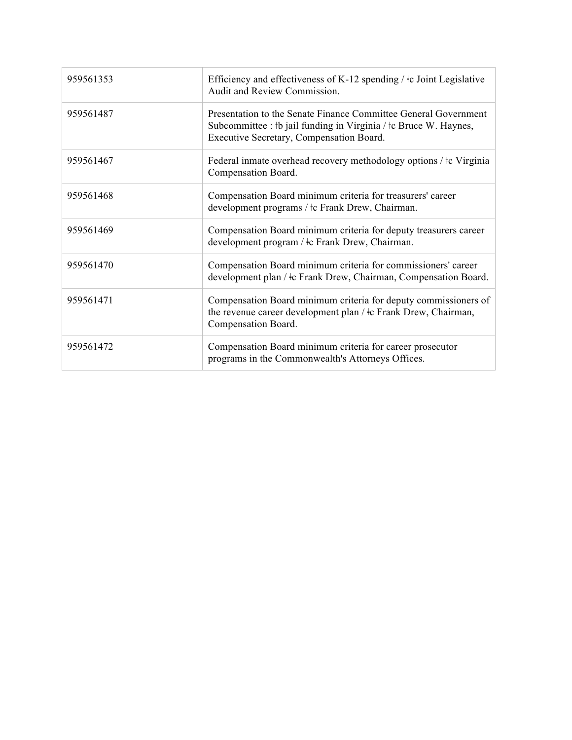| | |
|---|---|
| 959561353 | Efficiency and effectiveness of K-12 spending / ǂc Joint Legislative Audit and Review Commission. |
| 959561487 | Presentation to the Senate Finance Committee General Government Subcommittee : ǂb jail funding in Virginia / ǂc Bruce W. Haynes, Executive Secretary, Compensation Board. |
| 959561467 | Federal inmate overhead recovery methodology options / ǂc Virginia Compensation Board. |
| 959561468 | Compensation Board minimum criteria for treasurers' career development programs / ǂc Frank Drew, Chairman. |
| 959561469 | Compensation Board minimum criteria for deputy treasurers career development program / ǂc Frank Drew, Chairman. |
| 959561470 | Compensation Board minimum criteria for commissioners' career development plan / ǂc Frank Drew, Chairman, Compensation Board. |
| 959561471 | Compensation Board minimum criteria for deputy commissioners of the revenue career development plan / ǂc Frank Drew, Chairman, Compensation Board. |
| 959561472 | Compensation Board minimum criteria for career prosecutor programs in the Commonwealth's Attorneys Offices. |